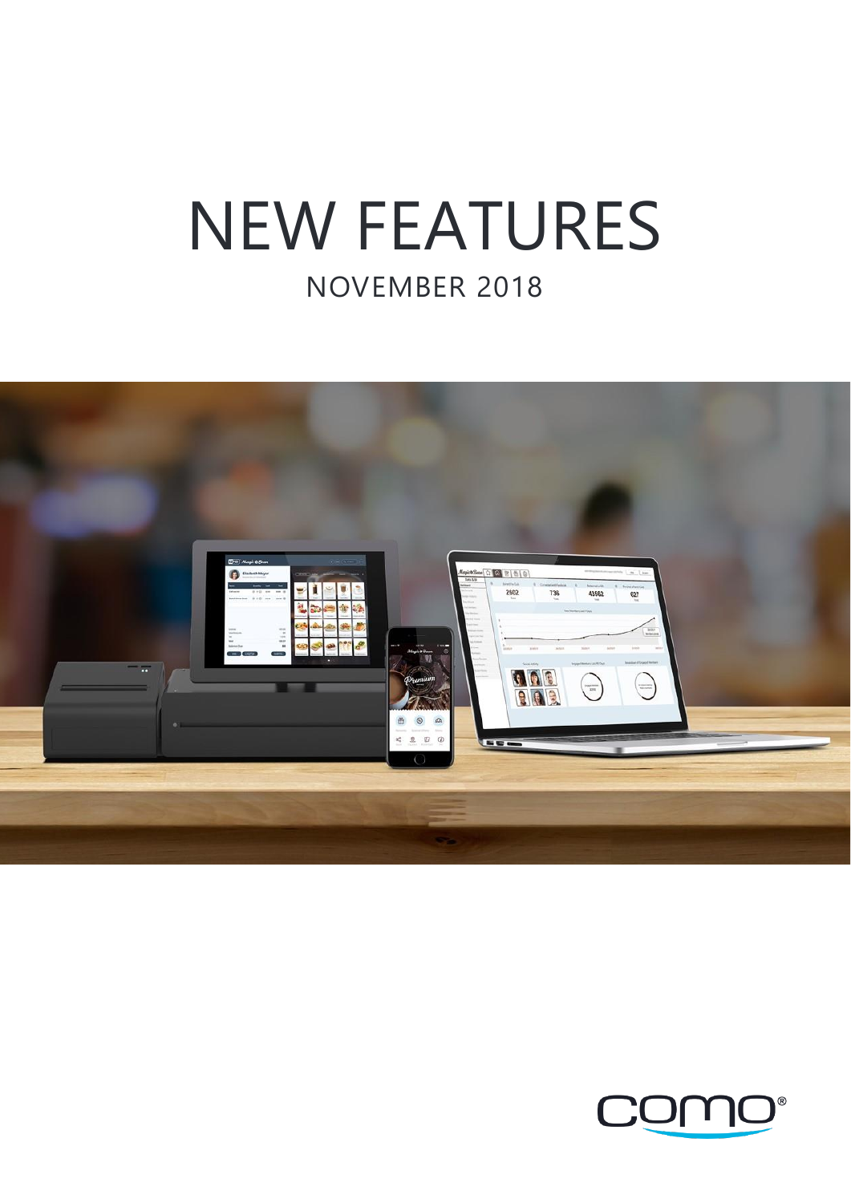# NEW FEATURES

## NOVEMBER 2018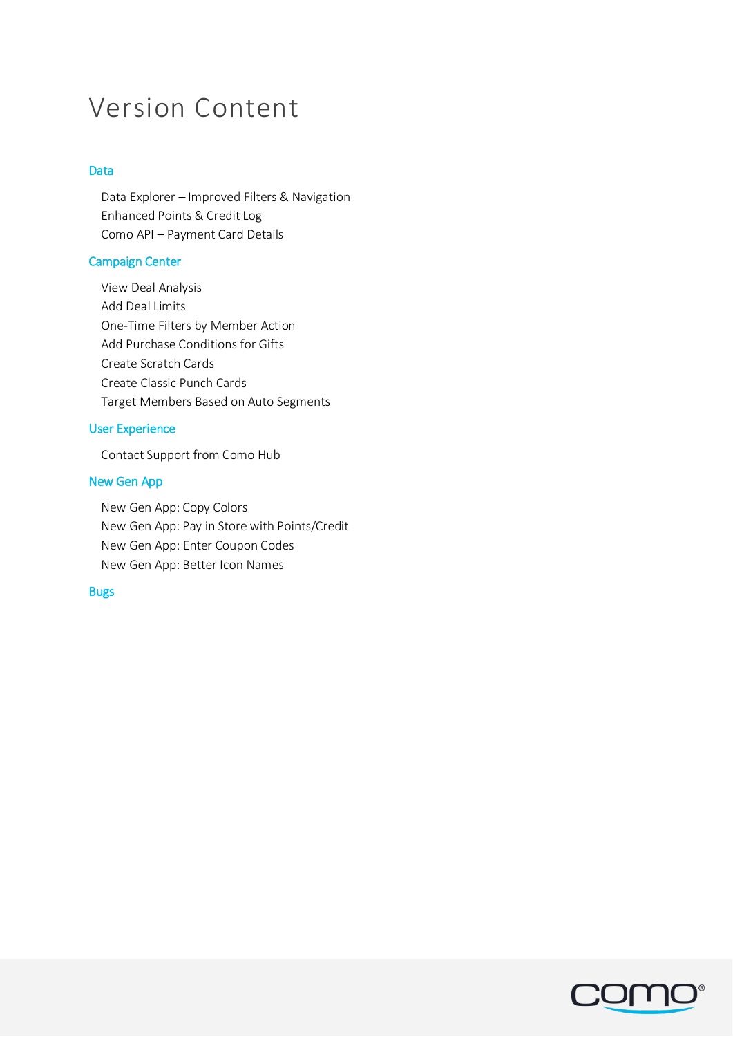# Version Content

## Data

Data Explorer – Improved Filters & Navigation
Enhanced Points & Credit Log
Como API – Payment Card Details

## Campaign Center

View Deal Analysis
Add Deal Limits
One-Time Filters by Member Action
Add Purchase Conditions for Gifts
Create Scratch Cards
Create Classic Punch Cards
Target Members Based on Auto Segments

## User Experience

Contact Support from Como Hub

## New Gen App

New Gen App: Copy Colors
New Gen App: Pay in Store with Points/Credit
New Gen App: Enter Coupon Codes
New Gen App: Better Icon Names

## Bugs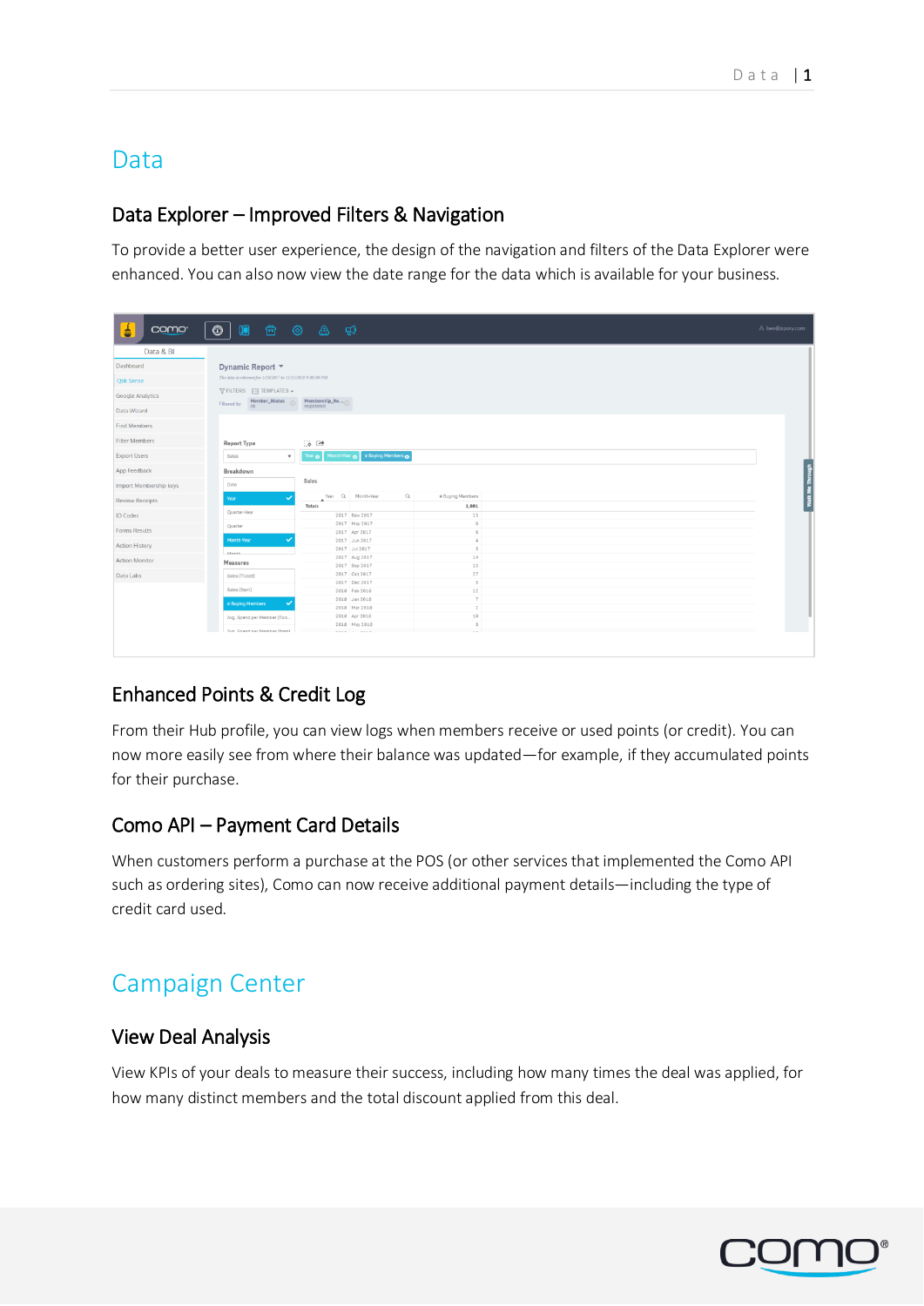# Data

## Data Explorer – Improved Filters & Navigation

To provide a better user experience, the design of the navigation and filters of the Data Explorer were enhanced. You can also now view the date range for the data which is available for your business.

## Enhanced Points & Credit Log

From their Hub profile, you can view logs when members receive or used points (or credit). You can now more easily see from where their balance was updated—for example, if they accumulated points for their purchase.

## Como API – Payment Card Details

When customers perform a purchase at the POS (or other services that implemented the Como API such as ordering sites), Como can now receive additional payment details—including the type of credit card used.

# Campaign Center

## View Deal Analysis

View KPIs of your deals to measure their success, including how many times the deal was applied, for how many distinct members and the total discount applied from this deal.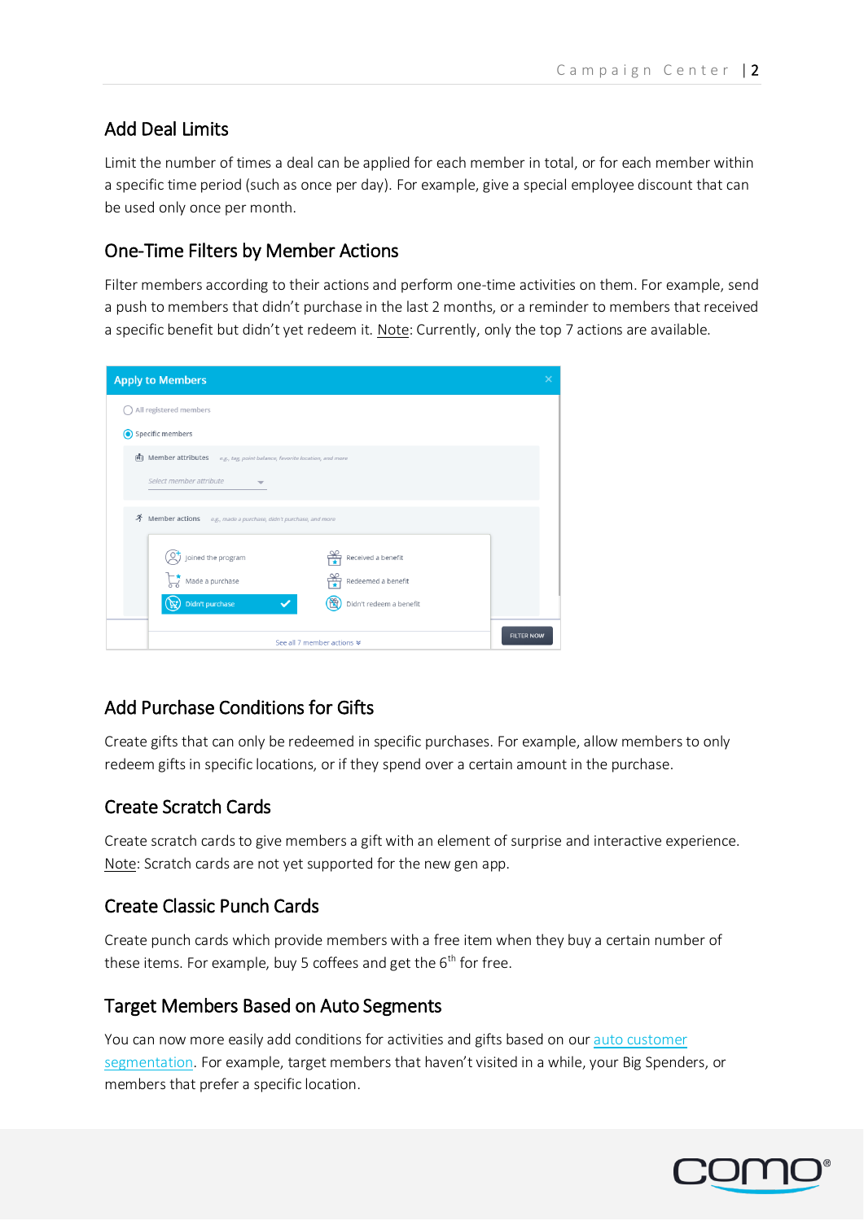## Add Deal Limits

Limit the number of times a deal can be applied for each member in total, or for each member within a specific time period (such as once per day). For example, give a special employee discount that can be used only once per month.

## One-Time Filters by Member Actions

Filter members according to their actions and perform one-time activities on them. For example, send a push to members that didn't purchase in the last 2 months, or a reminder to members that received a specific benefit but didn't yet redeem it. Note: Currently, only the top 7 actions are available.

## Add Purchase Conditions for Gifts

Create gifts that can only be redeemed in specific purchases. For example, allow members to only redeem gifts in specific locations, or if they spend over a certain amount in the purchase.

## Create Scratch Cards

Create scratch cards to give members a gift with an element of surprise and interactive experience. Note: Scratch cards are not yet supported for the new gen app.

## Create Classic Punch Cards

Create punch cards which provide members with a free item when they buy a certain number of these items. For example, buy 5 coffees and get the 6th for free.

## Target Members Based on Auto Segments

You can now more easily add conditions for activities and gifts based on our auto customer segmentation. For example, target members that haven't visited in a while, your Big Spenders, or members that prefer a specific location.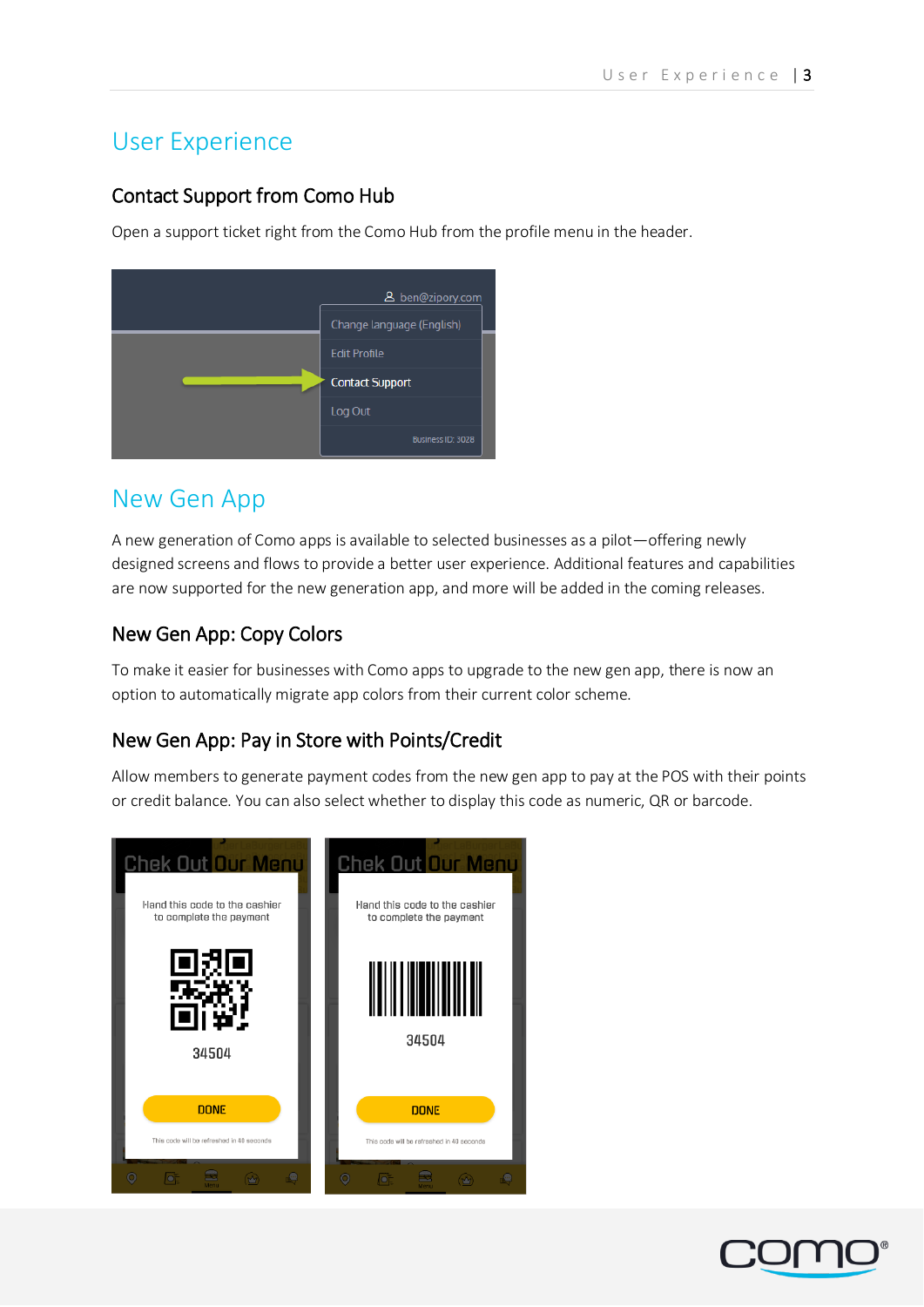# User Experience

## Contact Support from Como Hub

Open a support ticket right from the Como Hub from the profile menu in the header.

# New Gen App

A new generation of Como apps is available to selected businesses as a pilot—offering newly designed screens and flows to provide a better user experience. Additional features and capabilities are now supported for the new generation app, and more will be added in the coming releases.

## New Gen App: Copy Colors

To make it easier for businesses with Como apps to upgrade to the new gen app, there is now an option to automatically migrate app colors from their current color scheme.

## New Gen App: Pay in Store with Points/Credit

Allow members to generate payment codes from the new gen app to pay at the POS with their points or credit balance. You can also select whether to display this code as numeric, QR or barcode.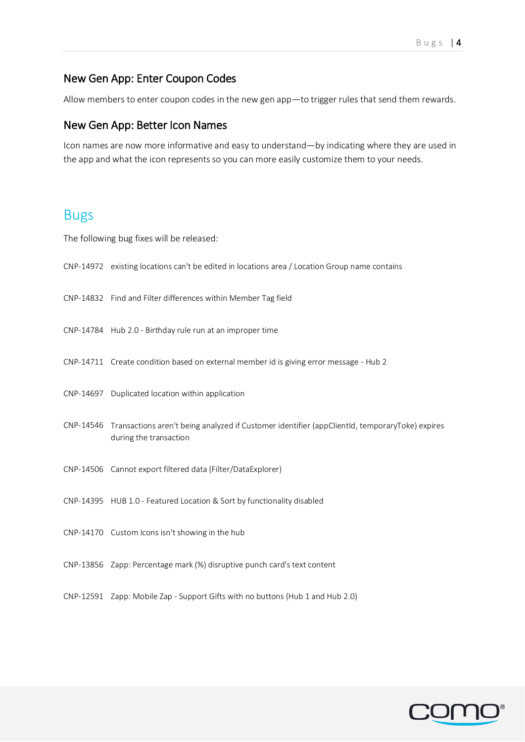### New Gen App: Enter Coupon Codes

Allow members to enter coupon codes in the new gen app—to trigger rules that send them rewards.

### New Gen App: Better Icon Names

Icon names are now more informative and easy to understand—by indicating where they are used in the app and what the icon represents so you can more easily customize them to your needs.

## Bugs

The following bug fixes will be released:

CNP-14972 existing locations can't be edited in locations area / Location Group name contains

CNP-14832 Find and Filter differences within Member Tag field

CNP-14784 Hub 2.0 - Birthday rule run at an improper time

CNP-14711 Create condition based on external member id is giving error message - Hub 2

CNP-14697 Duplicated location within application

CNP-14546 Transactions aren't being analyzed if Customer identifier (appClientId, temporaryToke) expires during the transaction

CNP-14506 Cannot export filtered data (Filter/DataExplorer)

CNP-14395 HUB 1.0 - Featured Location & Sort by functionality disabled

CNP-14170 Custom Icons isn't showing in the hub

CNP-13856 Zapp: Percentage mark (%) disruptive punch card's text content

CNP-12591 Zapp: Mobile Zap - Support Gifts with no buttons (Hub 1 and Hub 2.0)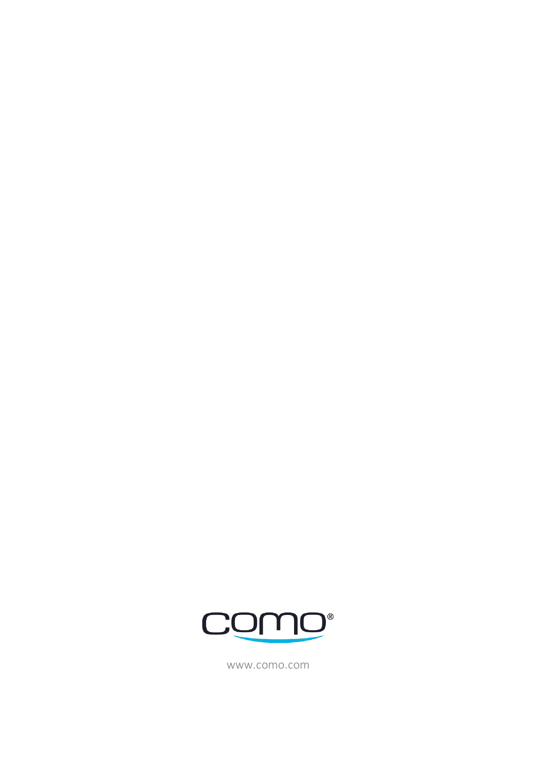como®

www.como.com